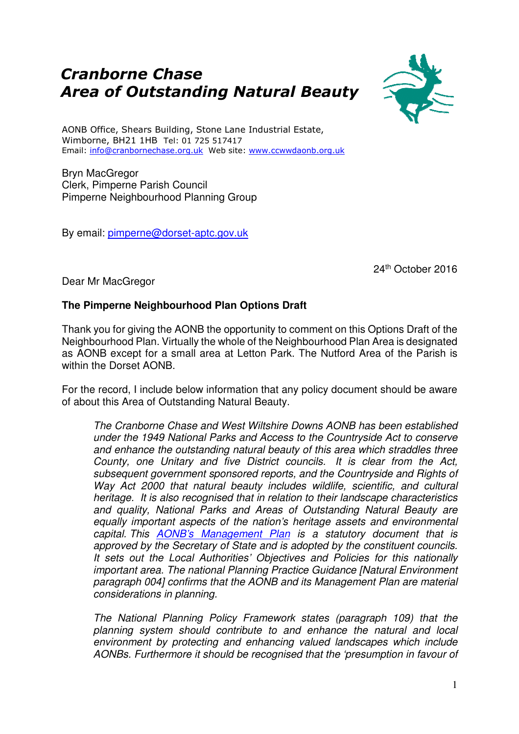# *Cranborne Chase Area of Outstanding Natural Beauty*

AONB Office, Shears Building, Stone Lane Industrial Estate, Wimborne, BH21 1HB Tel: 01 725 517417
Email: info@cranbornechase.org.uk Web site: www.ccwwdaonb.org.uk

Bryn MacGregor
Clerk, Pimperne Parish Council
Pimperne Neighbourhood Planning Group

By email: pimperne@dorset-aptc.gov.uk

24th October 2016

Dear Mr MacGregor

**The Pimperne Neighbourhood Plan Options Draft**

Thank you for giving the AONB the opportunity to comment on this Options Draft of the Neighbourhood Plan. Virtually the whole of the Neighbourhood Plan Area is designated as AONB except for a small area at Letton Park. The Nutford Area of the Parish is within the Dorset AONB.

For the record, I include below information that any policy document should be aware of about this Area of Outstanding Natural Beauty.

> *The Cranborne Chase and West Wiltshire Downs AONB has been established under the 1949 National Parks and Access to the Countryside Act to conserve and enhance the outstanding natural beauty of this area which straddles three County, one Unitary and five District councils. It is clear from the Act, subsequent government sponsored reports, and the Countryside and Rights of Way Act 2000 that natural beauty includes wildlife, scientific, and cultural heritage. It is also recognised that in relation to their landscape characteristics and quality, National Parks and Areas of Outstanding Natural Beauty are equally important aspects of the nation's heritage assets and environmental capital. This AONB's Management Plan is a statutory document that is approved by the Secretary of State and is adopted by the constituent councils. It sets out the Local Authorities' Objectives and Policies for this nationally important area. The national Planning Practice Guidance [Natural Environment paragraph 004] confirms that the AONB and its Management Plan are material considerations in planning.*
>
> *The National Planning Policy Framework states (paragraph 109) that the planning system should contribute to and enhance the natural and local environment by protecting and enhancing valued landscapes which include AONBs. Furthermore it should be recognised that the 'presumption in favour of*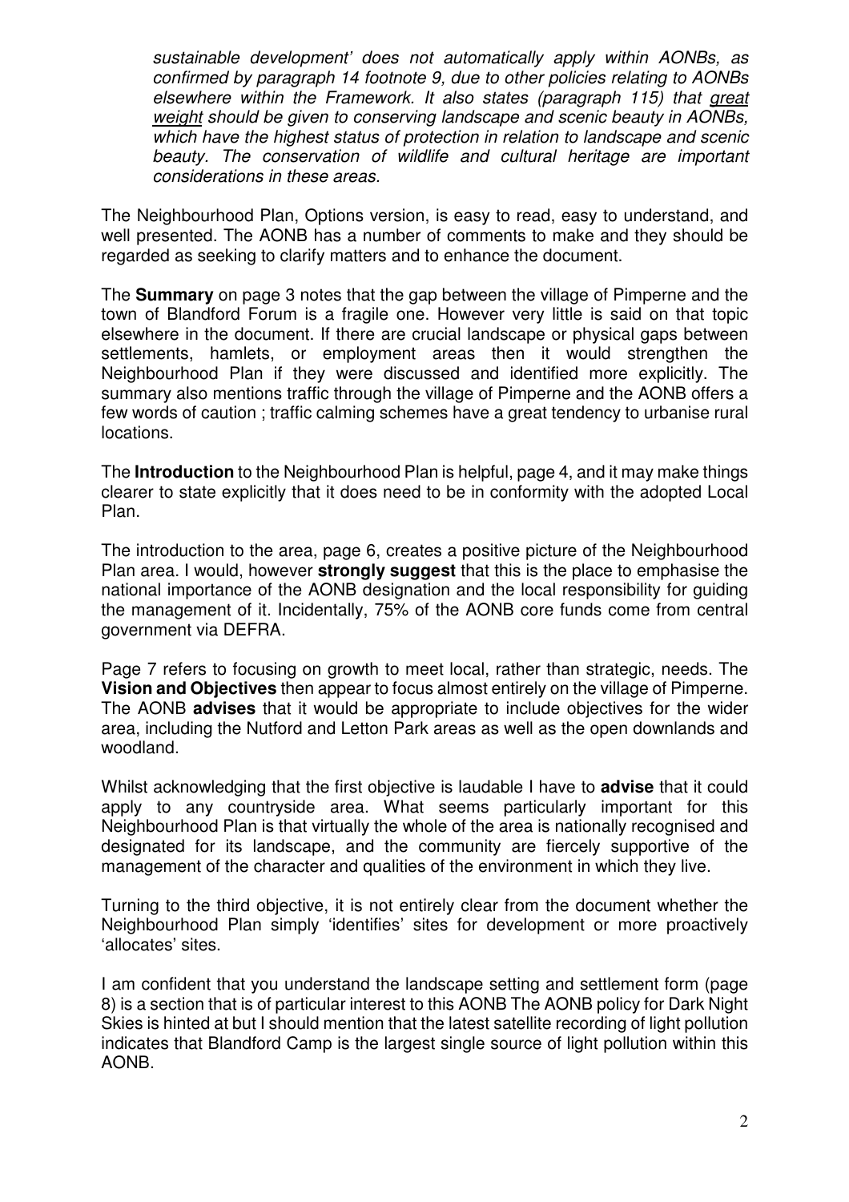*sustainable development' does not automatically apply within AONBs, as confirmed by paragraph 14 footnote 9, due to other policies relating to AONBs elsewhere within the Framework. It also states (paragraph 115) that great weight should be given to conserving landscape and scenic beauty in AONBs, which have the highest status of protection in relation to landscape and scenic beauty. The conservation of wildlife and cultural heritage are important considerations in these areas.*

The Neighbourhood Plan, Options version, is easy to read, easy to understand, and well presented. The AONB has a number of comments to make and they should be regarded as seeking to clarify matters and to enhance the document.

The **Summary** on page 3 notes that the gap between the village of Pimperne and the town of Blandford Forum is a fragile one. However very little is said on that topic elsewhere in the document. If there are crucial landscape or physical gaps between settlements, hamlets, or employment areas then it would strengthen the Neighbourhood Plan if they were discussed and identified more explicitly. The summary also mentions traffic through the village of Pimperne and the AONB offers a few words of caution ; traffic calming schemes have a great tendency to urbanise rural locations.

The **Introduction** to the Neighbourhood Plan is helpful, page 4, and it may make things clearer to state explicitly that it does need to be in conformity with the adopted Local Plan.

The introduction to the area, page 6, creates a positive picture of the Neighbourhood Plan area. I would, however **strongly suggest** that this is the place to emphasise the national importance of the AONB designation and the local responsibility for guiding the management of it. Incidentally, 75% of the AONB core funds come from central government via DEFRA.

Page 7 refers to focusing on growth to meet local, rather than strategic, needs. The **Vision and Objectives** then appear to focus almost entirely on the village of Pimperne. The AONB **advises** that it would be appropriate to include objectives for the wider area, including the Nutford and Letton Park areas as well as the open downlands and woodland.

Whilst acknowledging that the first objective is laudable I have to **advise** that it could apply to any countryside area. What seems particularly important for this Neighbourhood Plan is that virtually the whole of the area is nationally recognised and designated for its landscape, and the community are fiercely supportive of the management of the character and qualities of the environment in which they live.

Turning to the third objective, it is not entirely clear from the document whether the Neighbourhood Plan simply 'identifies' sites for development or more proactively 'allocates' sites.

I am confident that you understand the landscape setting and settlement form (page 8) is a section that is of particular interest to this AONB The AONB policy for Dark Night Skies is hinted at but I should mention that the latest satellite recording of light pollution indicates that Blandford Camp is the largest single source of light pollution within this AONB.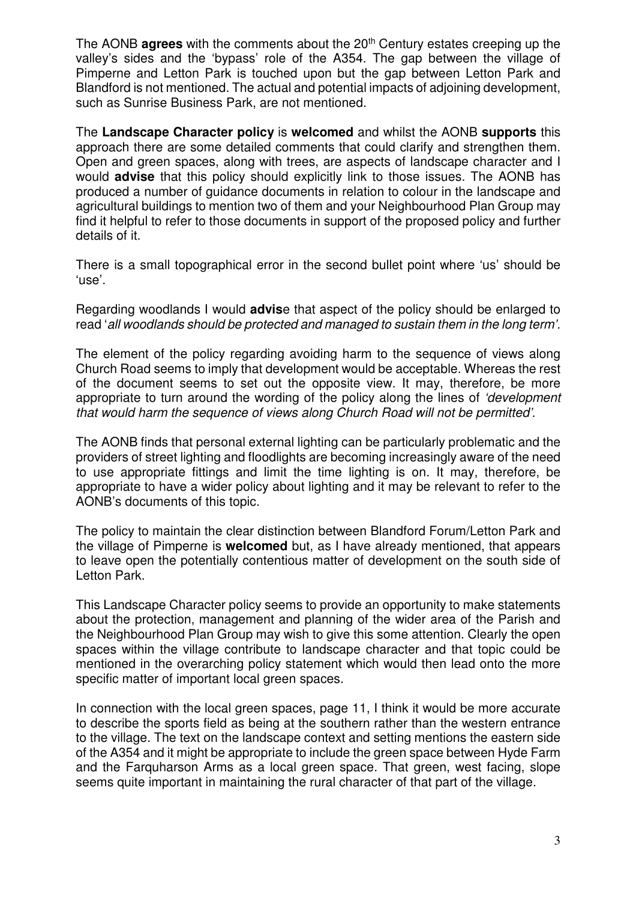The AONB **agrees** with the comments about the 20th Century estates creeping up the valley's sides and the 'bypass' role of the A354. The gap between the village of Pimperne and Letton Park is touched upon but the gap between Letton Park and Blandford is not mentioned. The actual and potential impacts of adjoining development, such as Sunrise Business Park, are not mentioned.

The **Landscape Character policy** is **welcomed** and whilst the AONB **supports** this approach there are some detailed comments that could clarify and strengthen them. Open and green spaces, along with trees, are aspects of landscape character and I would **advise** that this policy should explicitly link to those issues. The AONB has produced a number of guidance documents in relation to colour in the landscape and agricultural buildings to mention two of them and your Neighbourhood Plan Group may find it helpful to refer to those documents in support of the proposed policy and further details of it.

There is a small topographical error in the second bullet point where 'us' should be 'use'.

Regarding woodlands I would **advis**e that aspect of the policy should be enlarged to read '*all woodlands should be protected and managed to sustain them in the long term'.*

The element of the policy regarding avoiding harm to the sequence of views along Church Road seems to imply that development would be acceptable. Whereas the rest of the document seems to set out the opposite view. It may, therefore, be more appropriate to turn around the wording of the policy along the lines of *'development that would harm the sequence of views along Church Road will not be permitted'*.

The AONB finds that personal external lighting can be particularly problematic and the providers of street lighting and floodlights are becoming increasingly aware of the need to use appropriate fittings and limit the time lighting is on. It may, therefore, be appropriate to have a wider policy about lighting and it may be relevant to refer to the AONB's documents of this topic.

The policy to maintain the clear distinction between Blandford Forum/Letton Park and the village of Pimperne is **welcomed** but, as I have already mentioned, that appears to leave open the potentially contentious matter of development on the south side of Letton Park.

This Landscape Character policy seems to provide an opportunity to make statements about the protection, management and planning of the wider area of the Parish and the Neighbourhood Plan Group may wish to give this some attention. Clearly the open spaces within the village contribute to landscape character and that topic could be mentioned in the overarching policy statement which would then lead onto the more specific matter of important local green spaces.

In connection with the local green spaces, page 11, I think it would be more accurate to describe the sports field as being at the southern rather than the western entrance to the village. The text on the landscape context and setting mentions the eastern side of the A354 and it might be appropriate to include the green space between Hyde Farm and the Farquharson Arms as a local green space. That green, west facing, slope seems quite important in maintaining the rural character of that part of the village.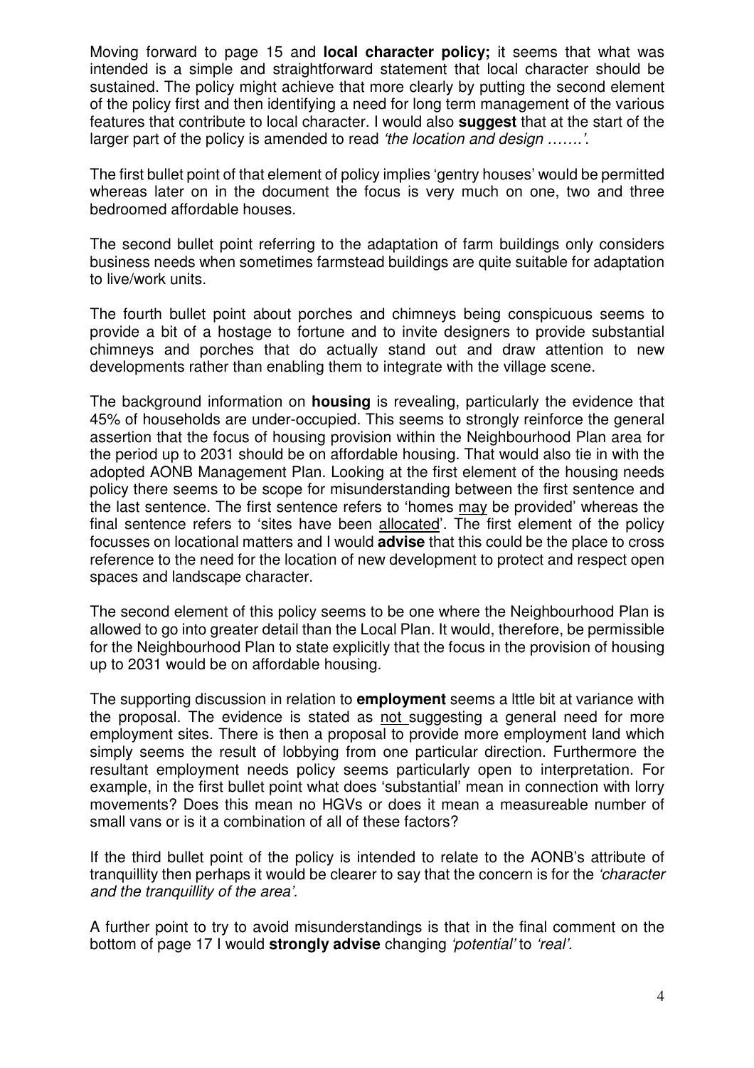Moving forward to page 15 and **local character policy;** it seems that what was intended is a simple and straightforward statement that local character should be sustained. The policy might achieve that more clearly by putting the second element of the policy first and then identifying a need for long term management of the various features that contribute to local character. I would also **suggest** that at the start of the larger part of the policy is amended to read *'the location and design …….'*.

The first bullet point of that element of policy implies 'gentry houses' would be permitted whereas later on in the document the focus is very much on one, two and three bedroomed affordable houses.

The second bullet point referring to the adaptation of farm buildings only considers business needs when sometimes farmstead buildings are quite suitable for adaptation to live/work units.

The fourth bullet point about porches and chimneys being conspicuous seems to provide a bit of a hostage to fortune and to invite designers to provide substantial chimneys and porches that do actually stand out and draw attention to new developments rather than enabling them to integrate with the village scene.

The background information on **housing** is revealing, particularly the evidence that 45% of households are under-occupied. This seems to strongly reinforce the general assertion that the focus of housing provision within the Neighbourhood Plan area for the period up to 2031 should be on affordable housing. That would also tie in with the adopted AONB Management Plan. Looking at the first element of the housing needs policy there seems to be scope for misunderstanding between the first sentence and the last sentence. The first sentence refers to 'homes <u>may</u> be provided' whereas the final sentence refers to 'sites have been <u>allocated</u>'. The first element of the policy focusses on locational matters and I would **advise** that this could be the place to cross reference to the need for the location of new development to protect and respect open spaces and landscape character.

The second element of this policy seems to be one where the Neighbourhood Plan is allowed to go into greater detail than the Local Plan. It would, therefore, be permissible for the Neighbourhood Plan to state explicitly that the focus in the provision of housing up to 2031 would be on affordable housing.

The supporting discussion in relation to **employment** seems a lttle bit at variance with the proposal. The evidence is stated as <u>not</u> suggesting a general need for more employment sites. There is then a proposal to provide more employment land which simply seems the result of lobbying from one particular direction. Furthermore the resultant employment needs policy seems particularly open to interpretation. For example, in the first bullet point what does 'substantial' mean in connection with lorry movements? Does this mean no HGVs or does it mean a measureable number of small vans or is it a combination of all of these factors?

If the third bullet point of the policy is intended to relate to the AONB's attribute of tranquillity then perhaps it would be clearer to say that the concern is for the *'character and the tranquillity of the area'.*

A further point to try to avoid misunderstandings is that in the final comment on the bottom of page 17 I would **strongly advise** changing *'potential'* to *'real'.*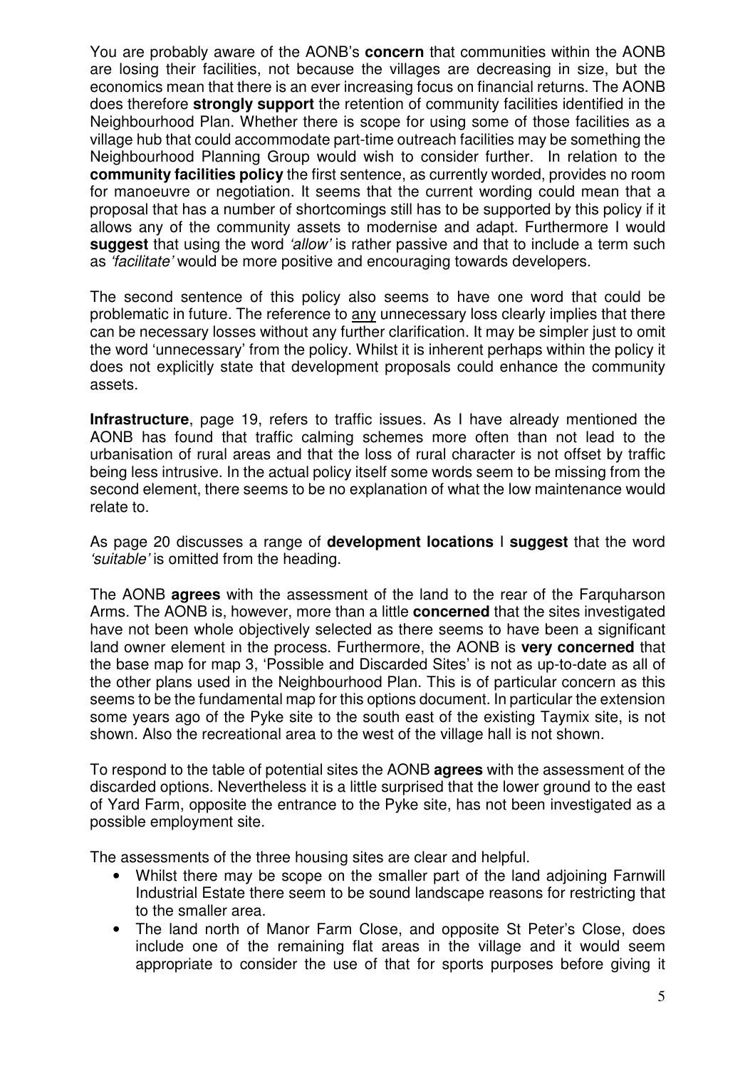You are probably aware of the AONB's **concern** that communities within the AONB are losing their facilities, not because the villages are decreasing in size, but the economics mean that there is an ever increasing focus on financial returns. The AONB does therefore **strongly support** the retention of community facilities identified in the Neighbourhood Plan. Whether there is scope for using some of those facilities as a village hub that could accommodate part-time outreach facilities may be something the Neighbourhood Planning Group would wish to consider further. In relation to the **community facilities policy** the first sentence, as currently worded, provides no room for manoeuvre or negotiation. It seems that the current wording could mean that a proposal that has a number of shortcomings still has to be supported by this policy if it allows any of the community assets to modernise and adapt. Furthermore I would **suggest** that using the word *'allow'* is rather passive and that to include a term such as *'facilitate'* would be more positive and encouraging towards developers.

The second sentence of this policy also seems to have one word that could be problematic in future. The reference to <u>any</u> unnecessary loss clearly implies that there can be necessary losses without any further clarification. It may be simpler just to omit the word 'unnecessary' from the policy. Whilst it is inherent perhaps within the policy it does not explicitly state that development proposals could enhance the community assets.

**Infrastructure**, page 19, refers to traffic issues. As I have already mentioned the AONB has found that traffic calming schemes more often than not lead to the urbanisation of rural areas and that the loss of rural character is not offset by traffic being less intrusive. In the actual policy itself some words seem to be missing from the second element, there seems to be no explanation of what the low maintenance would relate to.

As page 20 discusses a range of **development locations** I **suggest** that the word *'suitable'* is omitted from the heading.

The AONB **agrees** with the assessment of the land to the rear of the Farquharson Arms. The AONB is, however, more than a little **concerned** that the sites investigated have not been whole objectively selected as there seems to have been a significant land owner element in the process. Furthermore, the AONB is **very concerned** that the base map for map 3, 'Possible and Discarded Sites' is not as up-to-date as all of the other plans used in the Neighbourhood Plan. This is of particular concern as this seems to be the fundamental map for this options document. In particular the extension some years ago of the Pyke site to the south east of the existing Taymix site, is not shown. Also the recreational area to the west of the village hall is not shown.

To respond to the table of potential sites the AONB **agrees** with the assessment of the discarded options. Nevertheless it is a little surprised that the lower ground to the east of Yard Farm, opposite the entrance to the Pyke site, has not been investigated as a possible employment site.

The assessments of the three housing sites are clear and helpful.

- Whilst there may be scope on the smaller part of the land adjoining Farnwill Industrial Estate there seem to be sound landscape reasons for restricting that to the smaller area.
- The land north of Manor Farm Close, and opposite St Peter's Close, does include one of the remaining flat areas in the village and it would seem appropriate to consider the use of that for sports purposes before giving it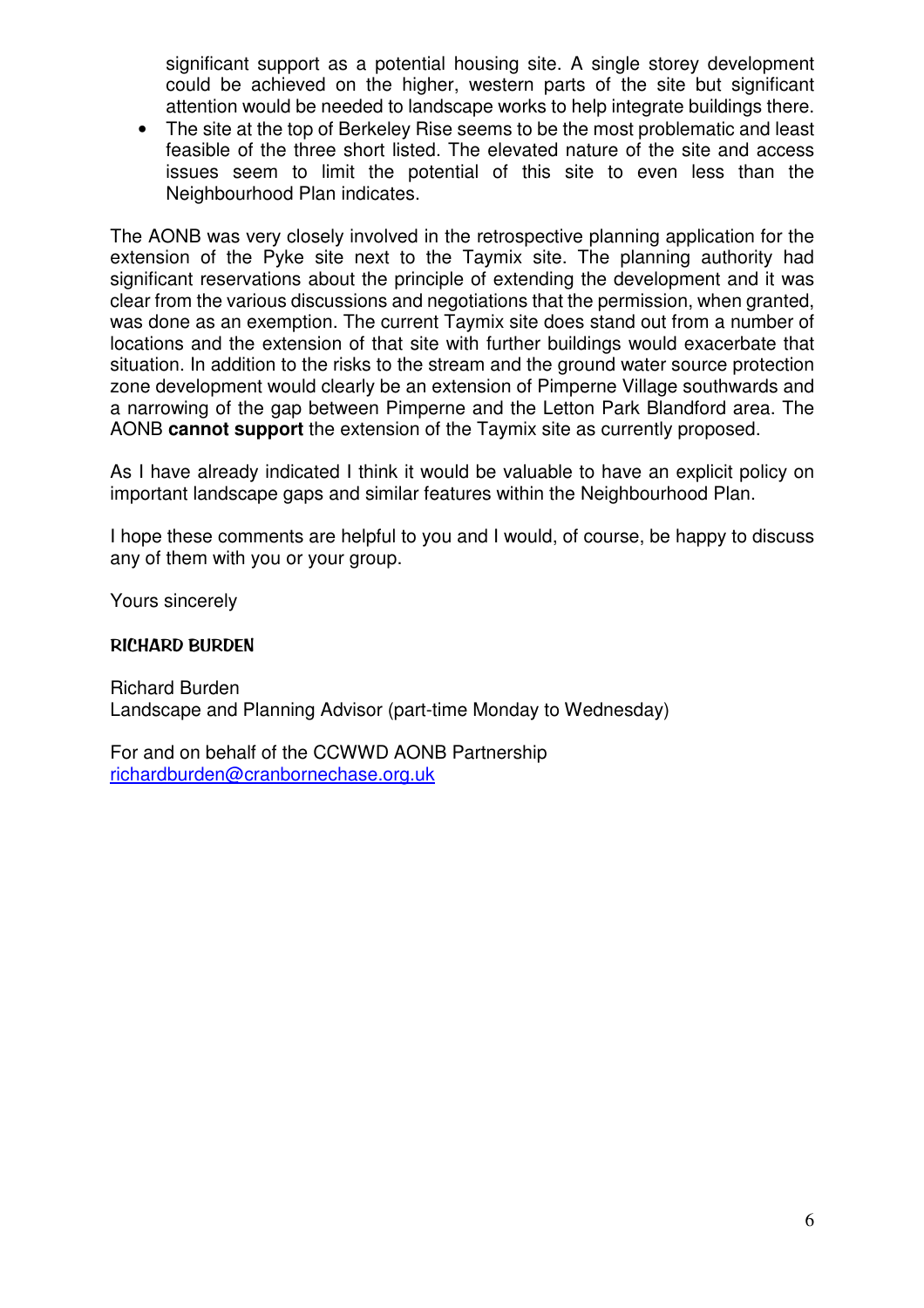significant support as a potential housing site. A single storey development could be achieved on the higher, western parts of the site but significant attention would be needed to landscape works to help integrate buildings there.

- The site at the top of Berkeley Rise seems to be the most problematic and least feasible of the three short listed. The elevated nature of the site and access issues seem to limit the potential of this site to even less than the Neighbourhood Plan indicates.

The AONB was very closely involved in the retrospective planning application for the extension of the Pyke site next to the Taymix site. The planning authority had significant reservations about the principle of extending the development and it was clear from the various discussions and negotiations that the permission, when granted, was done as an exemption. The current Taymix site does stand out from a number of locations and the extension of that site with further buildings would exacerbate that situation. In addition to the risks to the stream and the ground water source protection zone development would clearly be an extension of Pimperne Village southwards and a narrowing of the gap between Pimperne and the Letton Park Blandford area. The AONB **cannot support** the extension of the Taymix site as currently proposed.

As I have already indicated I think it would be valuable to have an explicit policy on important landscape gaps and similar features within the Neighbourhood Plan.

I hope these comments are helpful to you and I would, of course, be happy to discuss any of them with you or your group.

Yours sincerely

RICHARD BURDEN

Richard Burden
Landscape and Planning Advisor (part-time Monday to Wednesday)

For and on behalf of the CCWWD AONB Partnership
richardburden@cranbornechase.org.uk